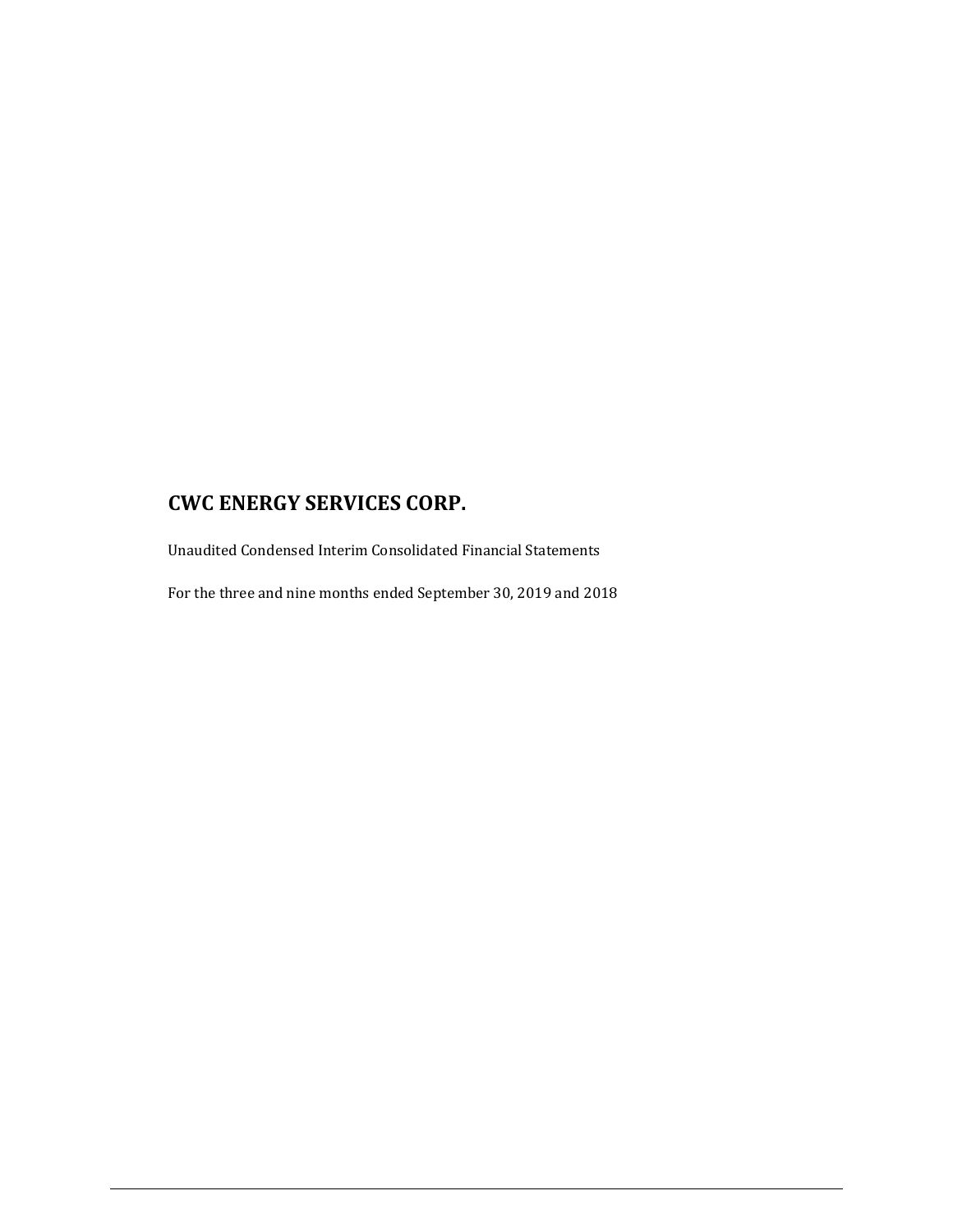# CWC ENERGY SERVICES CORP.

Unaudited Condensed Interim Consolidated Financial Statements

For the three and nine months ended September 30, 2019 and 2018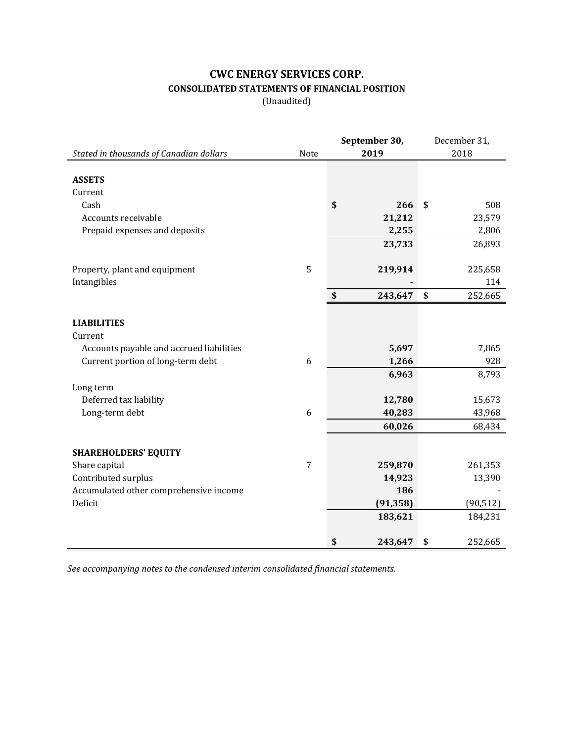# CWC ENERGY SERVICES CORP.

## CONSOLIDATED STATEMENTS OF FINANCIAL POSITION

(Unaudited)

| *Stated in thousands of Canadian dollars* | Note | **September 30, 2019** | December 31, 2018 |
|---|---|---|---|
| **ASSETS** | | | |
| Current | | | |
| Cash | | **$ 266** | $ 508 |
| Accounts receivable | | **21,212** | 23,579 |
| Prepaid expenses and deposits | | **2,255** | 2,806 |
| | | **23,733** | 26,893 |
| Property, plant and equipment | 5 | **219,914** | 225,658 |
| Intangibles | | **-** | 114 |
| | | **$ 243,647** | $ 252,665 |
| **LIABILITIES** | | | |
| Current | | | |
| Accounts payable and accrued liabilities | | **5,697** | 7,865 |
| Current portion of long-term debt | 6 | **1,266** | 928 |
| | | **6,963** | 8,793 |
| Long term | | | |
| Deferred tax liability | | **12,780** | 15,673 |
| Long-term debt | 6 | **40,283** | 43,968 |
| | | **60,026** | 68,434 |
| **SHAREHOLDERS' EQUITY** | | | |
| Share capital | 7 | **259,870** | 261,353 |
| Contributed surplus | | **14,923** | 13,390 |
| Accumulated other comprehensive income | | **186** | - |
| Deficit | | **(91,358)** | (90,512) |
| | | **183,621** | 184,231 |
| | | **$ 243,647** | $ 252,665 |

*See accompanying notes to the condensed interim consolidated financial statements.*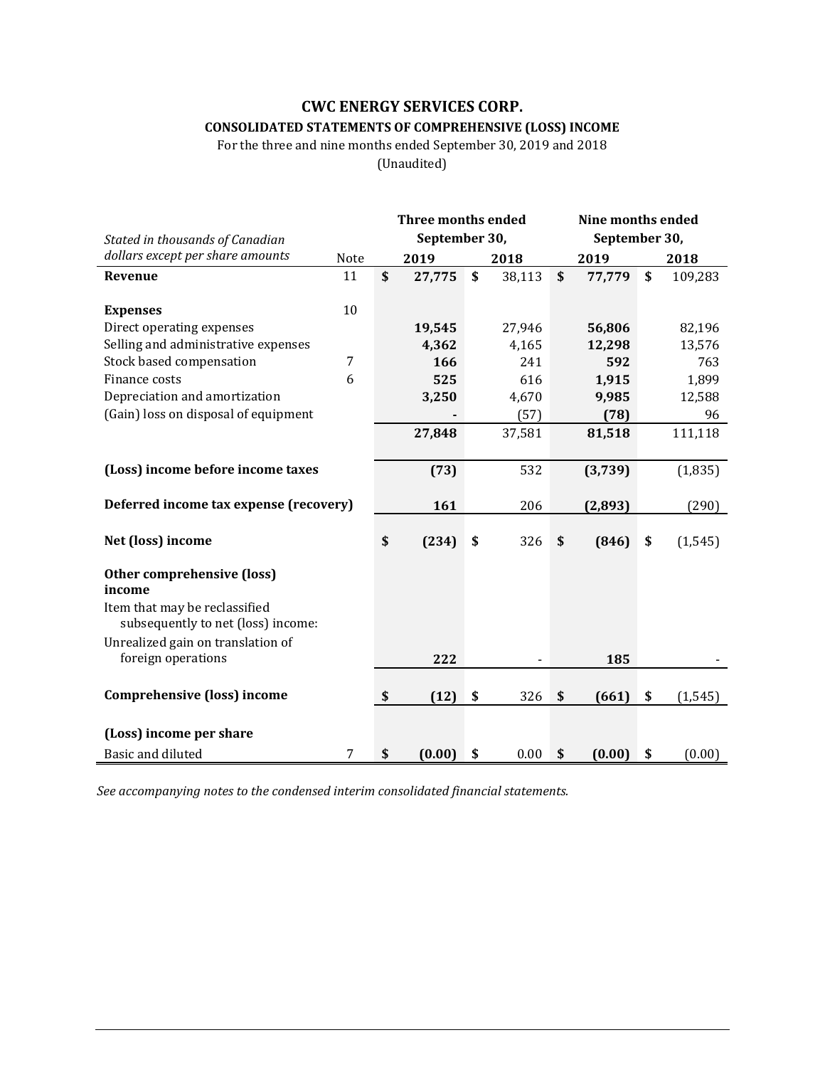# CWC ENERGY SERVICES CORP.

## CONSOLIDATED STATEMENTS OF COMPREHENSIVE (LOSS) INCOME

For the three and nine months ended September 30, 2019 and 2018

(Unaudited)

| *Stated in thousands of Canadian dollars except per share amounts* | Note | Three months ended September 30, 2019 | Three months ended September 30, 2018 | Nine months ended September 30, 2019 | Nine months ended September 30, 2018 |
|---|---|---|---|---|---|
| **Revenue** | 11 | **$ 27,775** | $ 38,113 | **$ 77,779** | $ 109,283 |
| **Expenses** | 10 | | | | |
| Direct operating expenses | | **19,545** | 27,946 | **56,806** | 82,196 |
| Selling and administrative expenses | | **4,362** | 4,165 | **12,298** | 13,576 |
| Stock based compensation | 7 | **166** | 241 | **592** | 763 |
| Finance costs | 6 | **525** | 616 | **1,915** | 1,899 |
| Depreciation and amortization | | **3,250** | 4,670 | **9,985** | 12,588 |
| (Gain) loss on disposal of equipment | | **-** | (57) | **(78)** | 96 |
| | | **27,848** | 37,581 | **81,518** | 111,118 |
| **(Loss) income before income taxes** | | **(73)** | 532 | **(3,739)** | (1,835) |
| **Deferred income tax expense (recovery)** | | **161** | 206 | **(2,893)** | (290) |
| **Net (loss) income** | | **$ (234)** | $ 326 | **$ (846)** | $ (1,545) |
| **Other comprehensive (loss) income** | | | | | |
| Item that may be reclassified subsequently to net (loss) income: | | | | | |
| Unrealized gain on translation of foreign operations | | **222** | - | **185** | - |
| **Comprehensive (loss) income** | | **$ (12)** | $ 326 | **$ (661)** | $ (1,545) |
| **(Loss) income per share** | | | | | |
| Basic and diluted | 7 | **$ (0.00)** | $ 0.00 | **$ (0.00)** | $ (0.00) |

*See accompanying notes to the condensed interim consolidated financial statements.*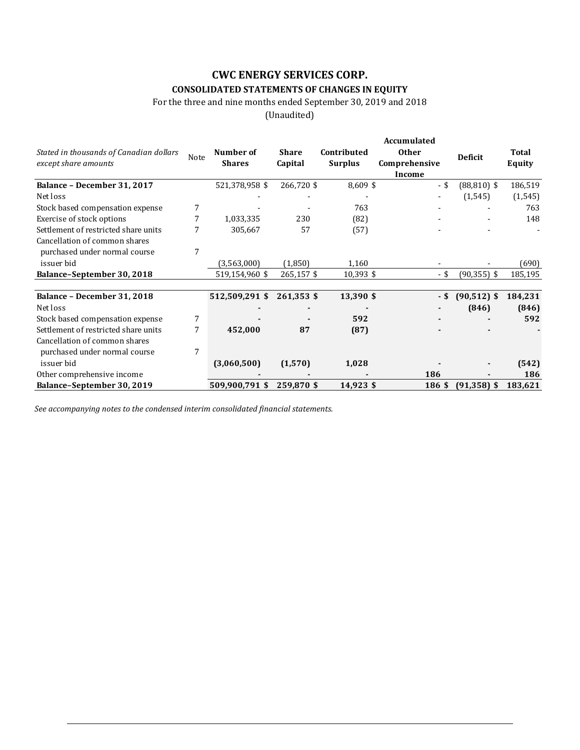# CWC ENERGY SERVICES CORP.

## CONSOLIDATED STATEMENTS OF CHANGES IN EQUITY

For the three and nine months ended September 30, 2019 and 2018

(Unaudited)

| *Stated in thousands of Canadian dollars except share amounts* | Note | Number of Shares | Share Capital | Contributed Surplus | Accumulated Other Comprehensive Income | Deficit | Total Equity |
|---|---|---|---|---|---|---|---|
| **Balance – December 31, 2017** | | 521,378,958 | $ 266,720 | $ 8,609 | $ - | $ (88,810) | $ 186,519 |
| Net loss | | - | - | - | - | (1,545) | (1,545) |
| Stock based compensation expense | 7 | - | - | 763 | - | - | 763 |
| Exercise of stock options | 7 | 1,033,335 | 230 | (82) | - | - | 148 |
| Settlement of restricted share units | 7 | 305,667 | 57 | (57) | - | - | - |
| Cancellation of common shares purchased under normal course issuer bid | 7 | (3,563,000) | (1,850) | 1,160 | - | - | (690) |
| **Balance–September 30, 2018** | | 519,154,960 | $ 265,157 | $ 10,393 | $ - | $ (90,355) | $ 185,195 |
| | | | | | | | |
| **Balance – December 31, 2018** | | **512,509,291** | **$ 261,353** | **$ 13,390** | **$ -** | **$ (90,512)** | **$ 184,231** |
| Net loss | | **-** | **-** | **-** | **-** | **(846)** | **(846)** |
| Stock based compensation expense | 7 | **-** | **-** | **592** | **-** | **-** | **592** |
| Settlement of restricted share units | 7 | **452,000** | **87** | **(87)** | **-** | **-** | **-** |
| Cancellation of common shares purchased under normal course issuer bid | 7 | **(3,060,500)** | **(1,570)** | **1,028** | **-** | **-** | **(542)** |
| Other comprehensive income | | **-** | **-** | **-** | **186** | **-** | **186** |
| **Balance–September 30, 2019** | | **509,900,791** | **$ 259,870** | **$ 14,923** | **$ 186** | **$ (91,358)** | **$ 183,621** |

*See accompanying notes to the condensed interim consolidated financial statements.*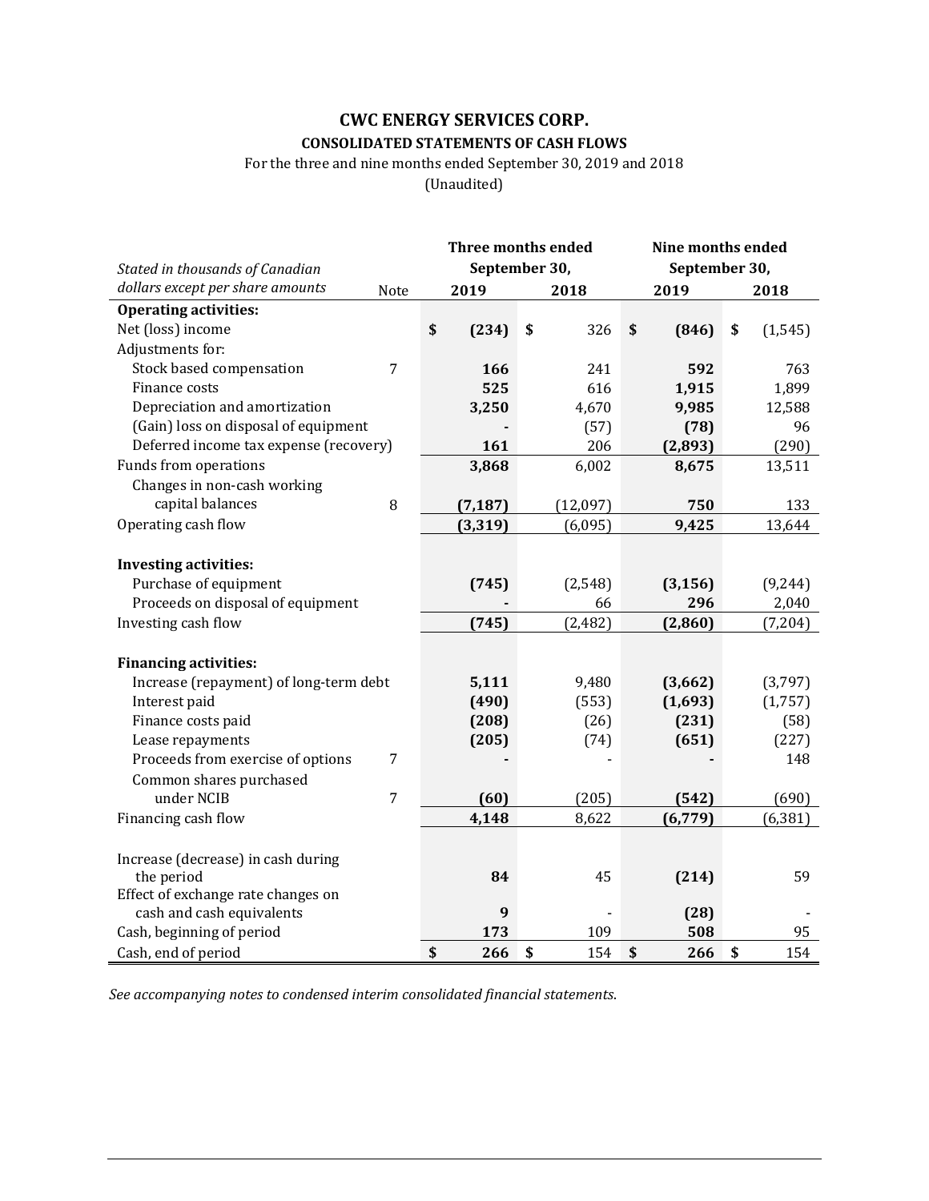# CWC ENERGY SERVICES CORP.

## CONSOLIDATED STATEMENTS OF CASH FLOWS

For the three and nine months ended September 30, 2019 and 2018

(Unaudited)

| *Stated in thousands of Canadian dollars except per share amounts* | Note | Three months ended September 30, 2019 | Three months ended September 30, 2018 | Nine months ended September 30, 2019 | Nine months ended September 30, 2018 |
|---|---|---|---|---|---|
| **Operating activities:** | | | | | |
| Net (loss) income | | **$ (234)** | $ 326 | **$ (846)** | $ (1,545) |
| Adjustments for: | | | | | |
| Stock based compensation | 7 | **166** | 241 | **592** | 763 |
| Finance costs | | **525** | 616 | **1,915** | 1,899 |
| Depreciation and amortization | | **3,250** | 4,670 | **9,985** | 12,588 |
| (Gain) loss on disposal of equipment | | **-** | (57) | **(78)** | 96 |
| Deferred income tax expense (recovery) | | **161** | 206 | **(2,893)** | (290) |
| Funds from operations | | **3,868** | 6,002 | **8,675** | 13,511 |
| Changes in non-cash working capital balances | 8 | **(7,187)** | (12,097) | **750** | 133 |
| Operating cash flow | | **(3,319)** | (6,095) | **9,425** | 13,644 |
| **Investing activities:** | | | | | |
| Purchase of equipment | | **(745)** | (2,548) | **(3,156)** | (9,244) |
| Proceeds on disposal of equipment | | **-** | 66 | **296** | 2,040 |
| Investing cash flow | | **(745)** | (2,482) | **(2,860)** | (7,204) |
| **Financing activities:** | | | | | |
| Increase (repayment) of long-term debt | | **5,111** | 9,480 | **(3,662)** | (3,797) |
| Interest paid | | **(490)** | (553) | **(1,693)** | (1,757) |
| Finance costs paid | | **(208)** | (26) | **(231)** | (58) |
| Lease repayments | | **(205)** | (74) | **(651)** | (227) |
| Proceeds from exercise of options | 7 | **-** | - | **-** | 148 |
| Common shares purchased under NCIB | 7 | **(60)** | (205) | **(542)** | (690) |
| Financing cash flow | | **4,148** | 8,622 | **(6,779)** | (6,381) |
| Increase (decrease) in cash during the period | | **84** | 45 | **(214)** | 59 |
| Effect of exchange rate changes on cash and cash equivalents | | **9** | - | **(28)** | - |
| Cash, beginning of period | | **173** | 109 | **508** | 95 |
| Cash, end of period | | **$ 266** | $ 154 | **$ 266** | $ 154 |

*See accompanying notes to condensed interim consolidated financial statements.*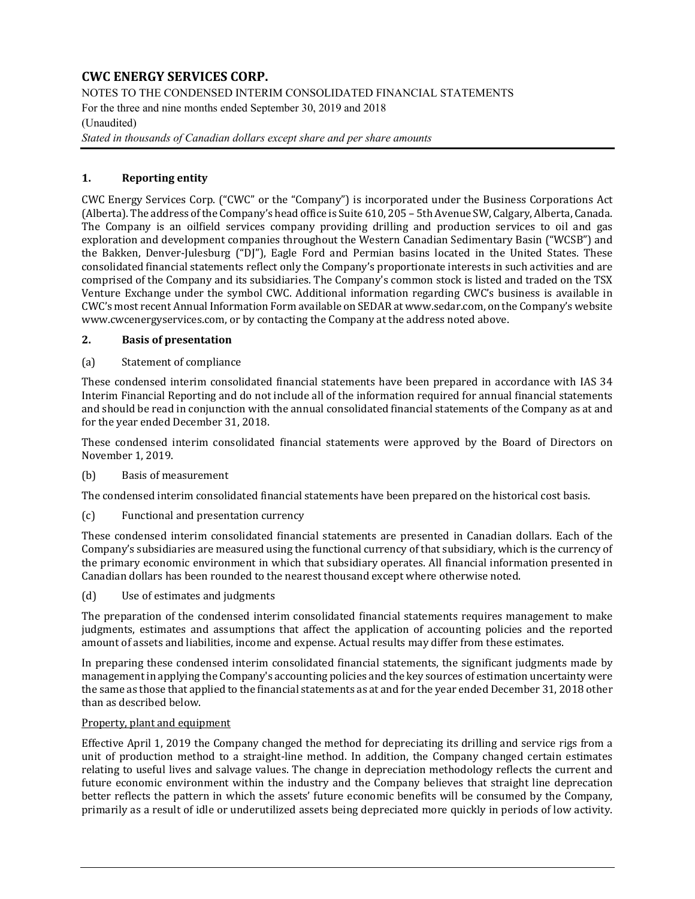# CWC ENERGY SERVICES CORP.

NOTES TO THE CONDENSED INTERIM CONSOLIDATED FINANCIAL STATEMENTS
For the three and nine months ended September 30, 2019 and 2018
(Unaudited)
*Stated in thousands of Canadian dollars except share and per share amounts*

## 1. Reporting entity

CWC Energy Services Corp. ("CWC" or the "Company") is incorporated under the Business Corporations Act (Alberta). The address of the Company's head office is Suite 610, 205 – 5th Avenue SW, Calgary, Alberta, Canada. The Company is an oilfield services company providing drilling and production services to oil and gas exploration and development companies throughout the Western Canadian Sedimentary Basin ("WCSB") and the Bakken, Denver-Julesburg ("DJ"), Eagle Ford and Permian basins located in the United States. These consolidated financial statements reflect only the Company's proportionate interests in such activities and are comprised of the Company and its subsidiaries. The Company's common stock is listed and traded on the TSX Venture Exchange under the symbol CWC. Additional information regarding CWC's business is available in CWC's most recent Annual Information Form available on SEDAR at www.sedar.com, on the Company's website www.cwcenergyservices.com, or by contacting the Company at the address noted above.

## 2. Basis of presentation

(a) Statement of compliance

These condensed interim consolidated financial statements have been prepared in accordance with IAS 34 Interim Financial Reporting and do not include all of the information required for annual financial statements and should be read in conjunction with the annual consolidated financial statements of the Company as at and for the year ended December 31, 2018.

These condensed interim consolidated financial statements were approved by the Board of Directors on November 1, 2019.

(b) Basis of measurement

The condensed interim consolidated financial statements have been prepared on the historical cost basis.

(c) Functional and presentation currency

These condensed interim consolidated financial statements are presented in Canadian dollars. Each of the Company's subsidiaries are measured using the functional currency of that subsidiary, which is the currency of the primary economic environment in which that subsidiary operates. All financial information presented in Canadian dollars has been rounded to the nearest thousand except where otherwise noted.

(d) Use of estimates and judgments

The preparation of the condensed interim consolidated financial statements requires management to make judgments, estimates and assumptions that affect the application of accounting policies and the reported amount of assets and liabilities, income and expense. Actual results may differ from these estimates.

In preparing these condensed interim consolidated financial statements, the significant judgments made by management in applying the Company's accounting policies and the key sources of estimation uncertainty were the same as those that applied to the financial statements as at and for the year ended December 31, 2018 other than as described below.

Property, plant and equipment

Effective April 1, 2019 the Company changed the method for depreciating its drilling and service rigs from a unit of production method to a straight-line method. In addition, the Company changed certain estimates relating to useful lives and salvage values. The change in depreciation methodology reflects the current and future economic environment within the industry and the Company believes that straight line deprecation better reflects the pattern in which the assets' future economic benefits will be consumed by the Company, primarily as a result of idle or underutilized assets being depreciated more quickly in periods of low activity.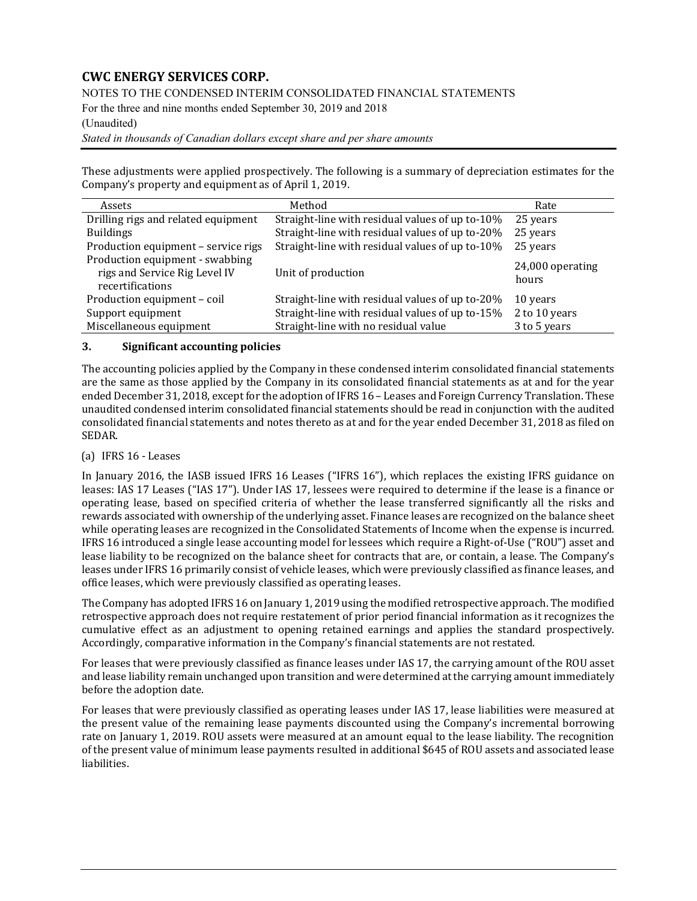These adjustments were applied prospectively. The following is a summary of depreciation estimates for the Company's property and equipment as of April 1, 2019.

| Assets | Method | Rate |
|---|---|---|
| Drilling rigs and related equipment | Straight-line with residual values of up to-10% | 25 years |
| Buildings | Straight-line with residual values of up to-20% | 25 years |
| Production equipment – service rigs | Straight-line with residual values of up to-10% | 25 years |
| Production equipment - swabbing rigs and Service Rig Level IV recertifications | Unit of production | 24,000 operating hours |
| Production equipment – coil | Straight-line with residual values of up to-20% | 10 years |
| Support equipment | Straight-line with residual values of up to-15% | 2 to 10 years |
| Miscellaneous equipment | Straight-line with no residual value | 3 to 5 years |

## 3. Significant accounting policies

The accounting policies applied by the Company in these condensed interim consolidated financial statements are the same as those applied by the Company in its consolidated financial statements as at and for the year ended December 31, 2018, except for the adoption of IFRS 16 – Leases and Foreign Currency Translation. These unaudited condensed interim consolidated financial statements should be read in conjunction with the audited consolidated financial statements and notes thereto as at and for the year ended December 31, 2018 as filed on SEDAR.

(a) IFRS 16 - Leases

In January 2016, the IASB issued IFRS 16 Leases ("IFRS 16"), which replaces the existing IFRS guidance on leases: IAS 17 Leases ("IAS 17"). Under IAS 17, lessees were required to determine if the lease is a finance or operating lease, based on specified criteria of whether the lease transferred significantly all the risks and rewards associated with ownership of the underlying asset. Finance leases are recognized on the balance sheet while operating leases are recognized in the Consolidated Statements of Income when the expense is incurred. IFRS 16 introduced a single lease accounting model for lessees which require a Right-of-Use ("ROU") asset and lease liability to be recognized on the balance sheet for contracts that are, or contain, a lease. The Company's leases under IFRS 16 primarily consist of vehicle leases, which were previously classified as finance leases, and office leases, which were previously classified as operating leases.

The Company has adopted IFRS 16 on January 1, 2019 using the modified retrospective approach. The modified retrospective approach does not require restatement of prior period financial information as it recognizes the cumulative effect as an adjustment to opening retained earnings and applies the standard prospectively. Accordingly, comparative information in the Company's financial statements are not restated.

For leases that were previously classified as finance leases under IAS 17, the carrying amount of the ROU asset and lease liability remain unchanged upon transition and were determined at the carrying amount immediately before the adoption date.

For leases that were previously classified as operating leases under IAS 17, lease liabilities were measured at the present value of the remaining lease payments discounted using the Company's incremental borrowing rate on January 1, 2019. ROU assets were measured at an amount equal to the lease liability. The recognition of the present value of minimum lease payments resulted in additional $645 of ROU assets and associated lease liabilities.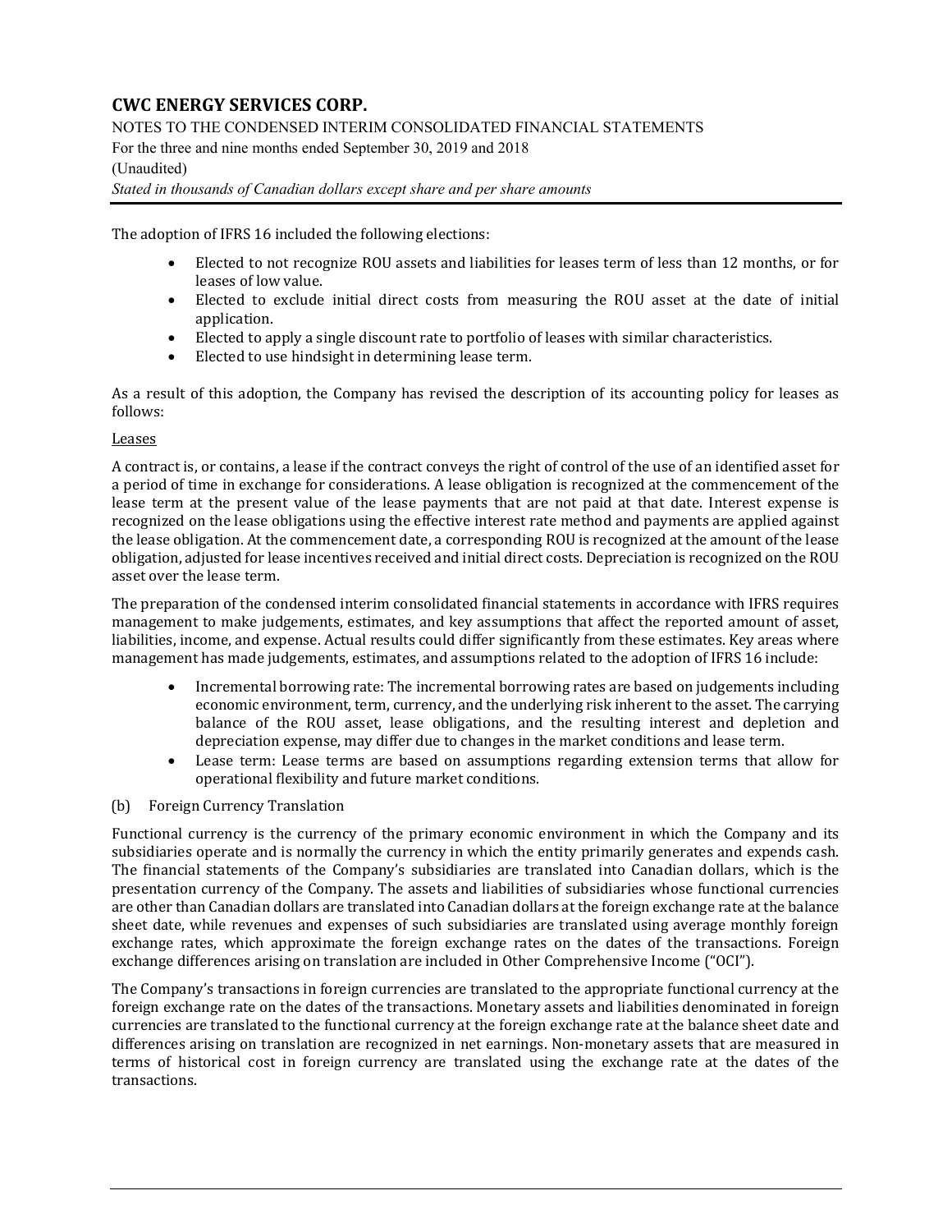The adoption of IFRS 16 included the following elections:

- Elected to not recognize ROU assets and liabilities for leases term of less than 12 months, or for leases of low value.
- Elected to exclude initial direct costs from measuring the ROU asset at the date of initial application.
- Elected to apply a single discount rate to portfolio of leases with similar characteristics.
- Elected to use hindsight in determining lease term.

As a result of this adoption, the Company has revised the description of its accounting policy for leases as follows:

Leases

A contract is, or contains, a lease if the contract conveys the right of control of the use of an identified asset for a period of time in exchange for considerations. A lease obligation is recognized at the commencement of the lease term at the present value of the lease payments that are not paid at that date. Interest expense is recognized on the lease obligations using the effective interest rate method and payments are applied against the lease obligation. At the commencement date, a corresponding ROU is recognized at the amount of the lease obligation, adjusted for lease incentives received and initial direct costs. Depreciation is recognized on the ROU asset over the lease term.

The preparation of the condensed interim consolidated financial statements in accordance with IFRS requires management to make judgements, estimates, and key assumptions that affect the reported amount of asset, liabilities, income, and expense. Actual results could differ significantly from these estimates. Key areas where management has made judgements, estimates, and assumptions related to the adoption of IFRS 16 include:

- Incremental borrowing rate: The incremental borrowing rates are based on judgements including economic environment, term, currency, and the underlying risk inherent to the asset. The carrying balance of the ROU asset, lease obligations, and the resulting interest and depletion and depreciation expense, may differ due to changes in the market conditions and lease term.
- Lease term: Lease terms are based on assumptions regarding extension terms that allow for operational flexibility and future market conditions.

(b) Foreign Currency Translation

Functional currency is the currency of the primary economic environment in which the Company and its subsidiaries operate and is normally the currency in which the entity primarily generates and expends cash. The financial statements of the Company's subsidiaries are translated into Canadian dollars, which is the presentation currency of the Company. The assets and liabilities of subsidiaries whose functional currencies are other than Canadian dollars are translated into Canadian dollars at the foreign exchange rate at the balance sheet date, while revenues and expenses of such subsidiaries are translated using average monthly foreign exchange rates, which approximate the foreign exchange rates on the dates of the transactions. Foreign exchange differences arising on translation are included in Other Comprehensive Income ("OCI").

The Company's transactions in foreign currencies are translated to the appropriate functional currency at the foreign exchange rate on the dates of the transactions. Monetary assets and liabilities denominated in foreign currencies are translated to the functional currency at the foreign exchange rate at the balance sheet date and differences arising on translation are recognized in net earnings. Non-monetary assets that are measured in terms of historical cost in foreign currency are translated using the exchange rate at the dates of the transactions.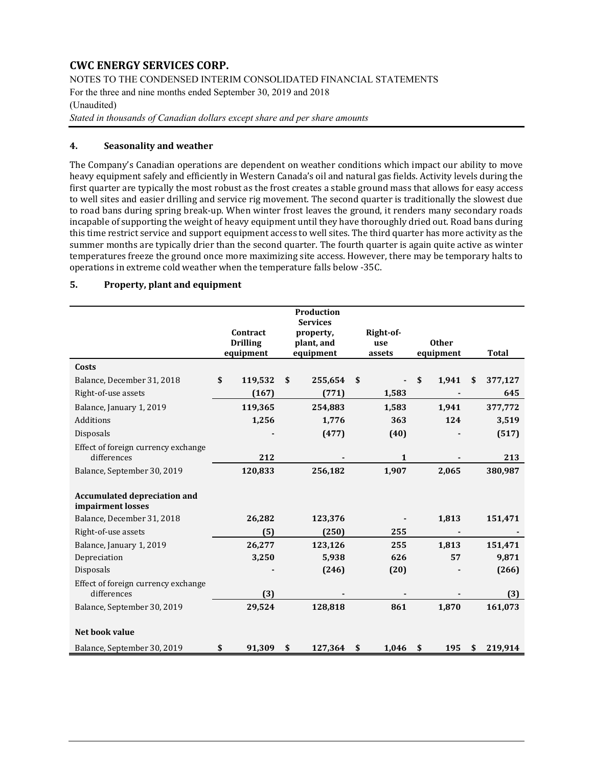## 4. Seasonality and weather

The Company's Canadian operations are dependent on weather conditions which impact our ability to move heavy equipment safely and efficiently in Western Canada's oil and natural gas fields. Activity levels during the first quarter are typically the most robust as the frost creates a stable ground mass that allows for easy access to well sites and easier drilling and service rig movement. The second quarter is traditionally the slowest due to road bans during spring break-up. When winter frost leaves the ground, it renders many secondary roads incapable of supporting the weight of heavy equipment until they have thoroughly dried out. Road bans during this time restrict service and support equipment access to well sites. The third quarter has more activity as the summer months are typically drier than the second quarter. The fourth quarter is again quite active as winter temperatures freeze the ground once more maximizing site access. However, there may be temporary halts to operations in extreme cold weather when the temperature falls below -35C.

## 5. Property, plant and equipment

| | Contract Drilling equipment | Production Services property, plant, and equipment | Right-of-use assets | Other equipment | Total |
|---|---|---|---|---|---|
| **Costs** | | | | | |
| Balance, December 31, 2018 | $ 119,532 | $ 255,654 | $ - | $ 1,941 | $ 377,127 |
| Right-of-use assets | (167) | (771) | 1,583 | - | 645 |
| Balance, January 1, 2019 | 119,365 | 254,883 | 1,583 | 1,941 | 377,772 |
| Additions | 1,256 | 1,776 | 363 | 124 | 3,519 |
| Disposals | - | (477) | (40) | - | (517) |
| Effect of foreign currency exchange differences | 212 | - | 1 | - | 213 |
| Balance, September 30, 2019 | 120,833 | 256,182 | 1,907 | 2,065 | 380,987 |
| **Accumulated depreciation and impairment losses** | | | | | |
| Balance, December 31, 2018 | 26,282 | 123,376 | - | 1,813 | 151,471 |
| Right-of-use assets | (5) | (250) | 255 | - | - |
| Balance, January 1, 2019 | 26,277 | 123,126 | 255 | 1,813 | 151,471 |
| Depreciation | 3,250 | 5,938 | 626 | 57 | 9,871 |
| Disposals | - | (246) | (20) | - | (266) |
| Effect of foreign currency exchange differences | (3) | - | - | - | (3) |
| Balance, September 30, 2019 | 29,524 | 128,818 | 861 | 1,870 | 161,073 |
| **Net book value** | | | | | |
| Balance, September 30, 2019 | $ 91,309 | $ 127,364 | $ 1,046 | $ 195 | $ 219,914 |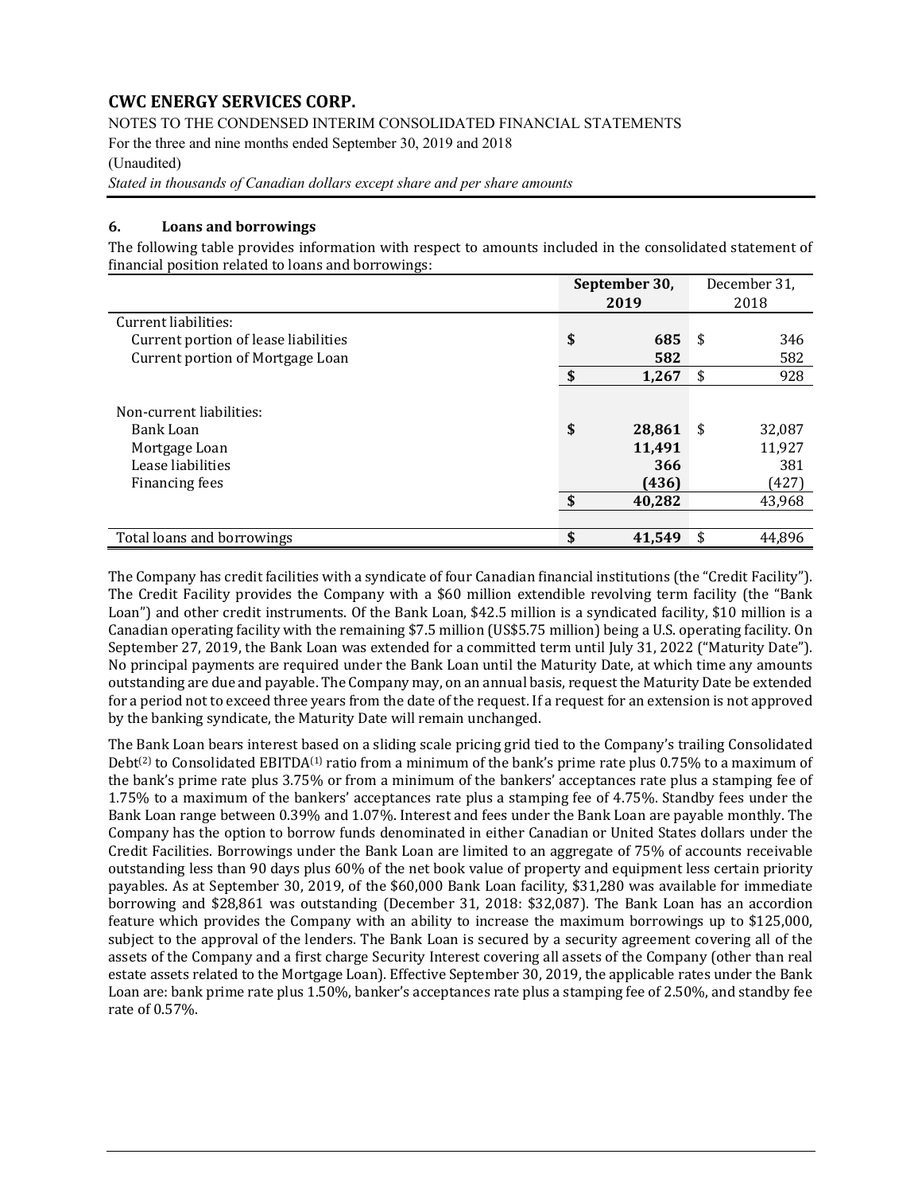## 6. Loans and borrowings

The following table provides information with respect to amounts included in the consolidated statement of financial position related to loans and borrowings:

| | September 30, 2019 | December 31, 2018 |
|---|---|---|
| Current liabilities: | | |
| Current portion of lease liabilities | $ 685 | $ 346 |
| Current portion of Mortgage Loan | 582 | 582 |
| | $ 1,267 | $ 928 |
| Non-current liabilities: | | |
| Bank Loan | $ 28,861 | $ 32,087 |
| Mortgage Loan | 11,491 | 11,927 |
| Lease liabilities | 366 | 381 |
| Financing fees | (436) | (427) |
| | $ 40,282 | 43,968 |
| Total loans and borrowings | $ 41,549 | $ 44,896 |

The Company has credit facilities with a syndicate of four Canadian financial institutions (the "Credit Facility"). The Credit Facility provides the Company with a $60 million extendible revolving term facility (the "Bank Loan") and other credit instruments. Of the Bank Loan, $42.5 million is a syndicated facility, $10 million is a Canadian operating facility with the remaining $7.5 million (US$5.75 million) being a U.S. operating facility. On September 27, 2019, the Bank Loan was extended for a committed term until July 31, 2022 ("Maturity Date"). No principal payments are required under the Bank Loan until the Maturity Date, at which time any amounts outstanding are due and payable. The Company may, on an annual basis, request the Maturity Date be extended for a period not to exceed three years from the date of the request. If a request for an extension is not approved by the banking syndicate, the Maturity Date will remain unchanged.

The Bank Loan bears interest based on a sliding scale pricing grid tied to the Company's trailing Consolidated Debt[2] to Consolidated EBITDA[1] ratio from a minimum of the bank's prime rate plus 0.75% to a maximum of the bank's prime rate plus 3.75% or from a minimum of the bankers' acceptances rate plus a stamping fee of 1.75% to a maximum of the bankers' acceptances rate plus a stamping fee of 4.75%. Standby fees under the Bank Loan range between 0.39% and 1.07%. Interest and fees under the Bank Loan are payable monthly. The Company has the option to borrow funds denominated in either Canadian or United States dollars under the Credit Facilities. Borrowings under the Bank Loan are limited to an aggregate of 75% of accounts receivable outstanding less than 90 days plus 60% of the net book value of property and equipment less certain priority payables. As at September 30, 2019, of the $60,000 Bank Loan facility, $31,280 was available for immediate borrowing and $28,861 was outstanding (December 31, 2018: $32,087). The Bank Loan has an accordion feature which provides the Company with an ability to increase the maximum borrowings up to $125,000, subject to the approval of the lenders. The Bank Loan is secured by a security agreement covering all of the assets of the Company and a first charge Security Interest covering all assets of the Company (other than real estate assets related to the Mortgage Loan). Effective September 30, 2019, the applicable rates under the Bank Loan are: bank prime rate plus 1.50%, banker's acceptances rate plus a stamping fee of 2.50%, and standby fee rate of 0.57%.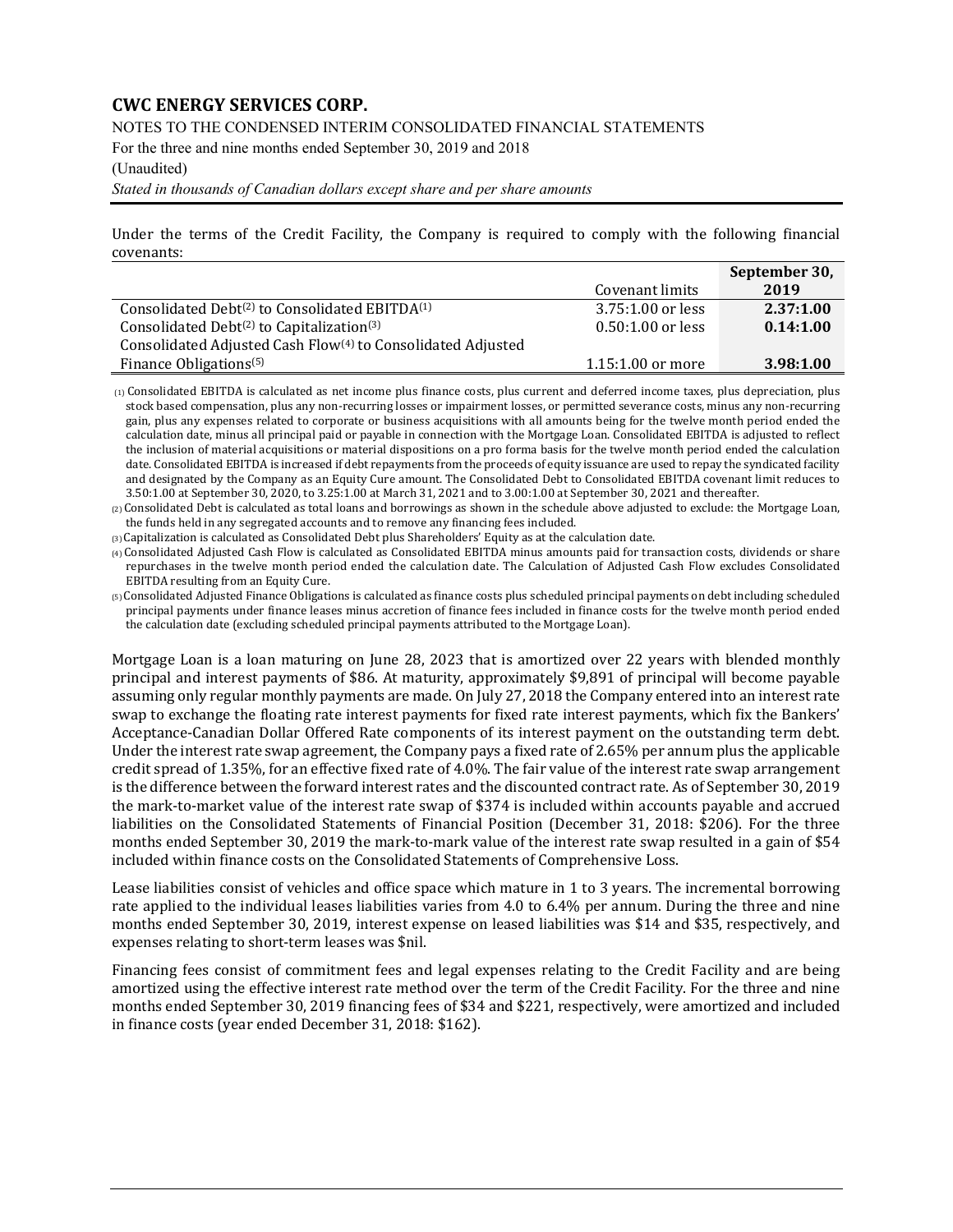Under the terms of the Credit Facility, the Company is required to comply with the following financial covenants:

| | Covenant limits | September 30, 2019 |
|---|---|---|
| Consolidated Debt[(2)] to Consolidated EBITDA[(1)] | 3.75:1.00 or less | **2.37:1.00** |
| Consolidated Debt[(2)] to Capitalization[(3)] | 0.50:1.00 or less | **0.14:1.00** |
| Consolidated Adjusted Cash Flow[(4)] to Consolidated Adjusted Finance Obligations[(5)] | 1.15:1.00 or more | **3.98:1.00** |

(1) Consolidated EBITDA is calculated as net income plus finance costs, plus current and deferred income taxes, plus depreciation, plus stock based compensation, plus any non-recurring losses or impairment losses, or permitted severance costs, minus any non-recurring gain, plus any expenses related to corporate or business acquisitions with all amounts being for the twelve month period ended the calculation date, minus all principal paid or payable in connection with the Mortgage Loan. Consolidated EBITDA is adjusted to reflect the inclusion of material acquisitions or material dispositions on a pro forma basis for the twelve month period ended the calculation date. Consolidated EBITDA is increased if debt repayments from the proceeds of equity issuance are used to repay the syndicated facility and designated by the Company as an Equity Cure amount. The Consolidated Debt to Consolidated EBITDA covenant limit reduces to 3.50:1.00 at September 30, 2020, to 3.25:1.00 at March 31, 2021 and to 3.00:1.00 at September 30, 2021 and thereafter.

(2) Consolidated Debt is calculated as total loans and borrowings as shown in the schedule above adjusted to exclude: the Mortgage Loan, the funds held in any segregated accounts and to remove any financing fees included.

(3) Capitalization is calculated as Consolidated Debt plus Shareholders' Equity as at the calculation date.

(4) Consolidated Adjusted Cash Flow is calculated as Consolidated EBITDA minus amounts paid for transaction costs, dividends or share repurchases in the twelve month period ended the calculation date. The Calculation of Adjusted Cash Flow excludes Consolidated EBITDA resulting from an Equity Cure.

(5) Consolidated Adjusted Finance Obligations is calculated as finance costs plus scheduled principal payments on debt including scheduled principal payments under finance leases minus accretion of finance fees included in finance costs for the twelve month period ended the calculation date (excluding scheduled principal payments attributed to the Mortgage Loan).

Mortgage Loan is a loan maturing on June 28, 2023 that is amortized over 22 years with blended monthly principal and interest payments of $86. At maturity, approximately $9,891 of principal will become payable assuming only regular monthly payments are made. On July 27, 2018 the Company entered into an interest rate swap to exchange the floating rate interest payments for fixed rate interest payments, which fix the Bankers' Acceptance-Canadian Dollar Offered Rate components of its interest payment on the outstanding term debt. Under the interest rate swap agreement, the Company pays a fixed rate of 2.65% per annum plus the applicable credit spread of 1.35%, for an effective fixed rate of 4.0%. The fair value of the interest rate swap arrangement is the difference between the forward interest rates and the discounted contract rate. As of September 30, 2019 the mark-to-market value of the interest rate swap of $374 is included within accounts payable and accrued liabilities on the Consolidated Statements of Financial Position (December 31, 2018: $206). For the three months ended September 30, 2019 the mark-to-mark value of the interest rate swap resulted in a gain of $54 included within finance costs on the Consolidated Statements of Comprehensive Loss.

Lease liabilities consist of vehicles and office space which mature in 1 to 3 years. The incremental borrowing rate applied to the individual leases liabilities varies from 4.0 to 6.4% per annum. During the three and nine months ended September 30, 2019, interest expense on leased liabilities was $14 and $35, respectively, and expenses relating to short-term leases was $nil.

Financing fees consist of commitment fees and legal expenses relating to the Credit Facility and are being amortized using the effective interest rate method over the term of the Credit Facility. For the three and nine months ended September 30, 2019 financing fees of $34 and $221, respectively, were amortized and included in finance costs (year ended December 31, 2018: $162).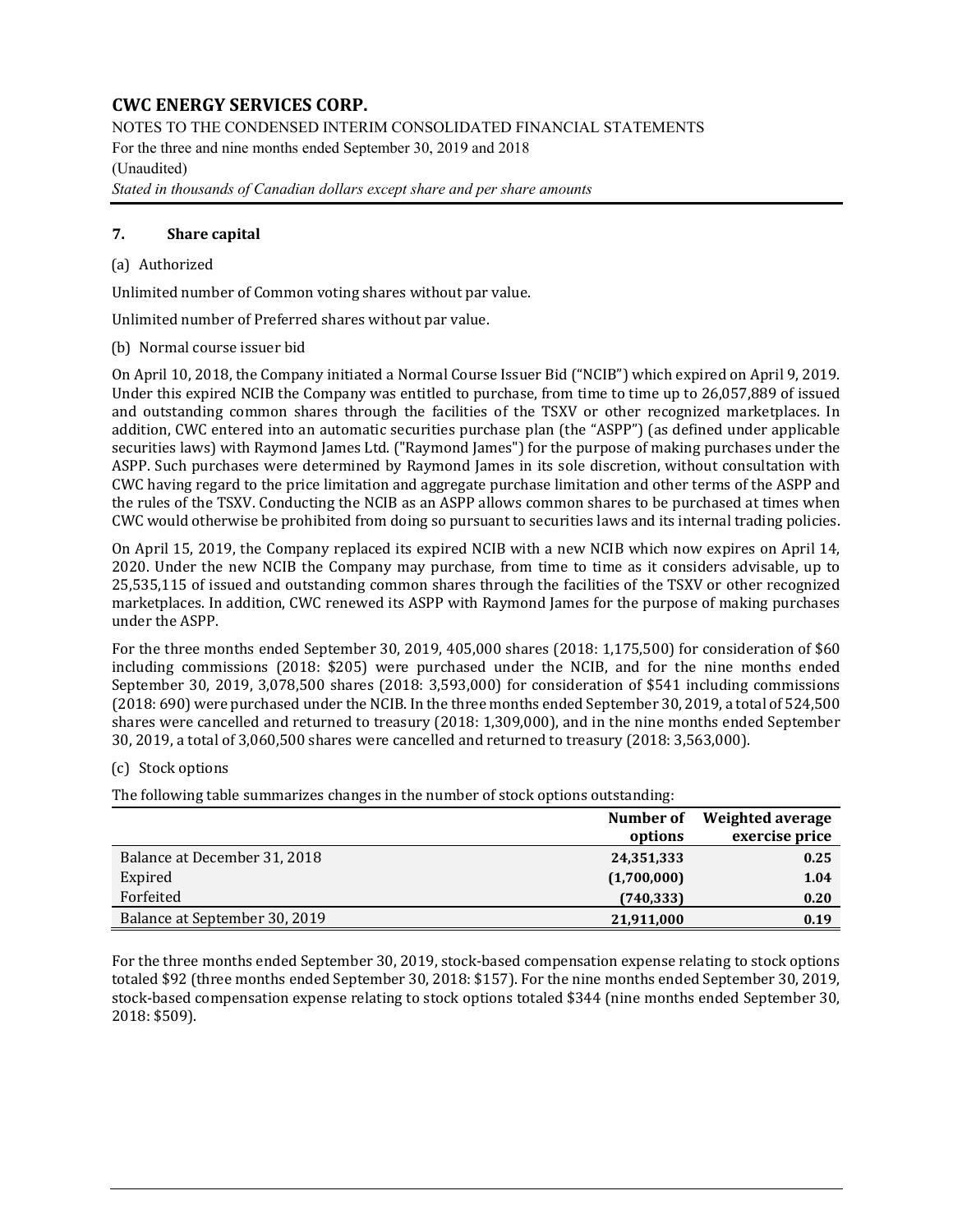## 7. Share capital

(a) Authorized

Unlimited number of Common voting shares without par value.

Unlimited number of Preferred shares without par value.

(b) Normal course issuer bid

On April 10, 2018, the Company initiated a Normal Course Issuer Bid ("NCIB") which expired on April 9, 2019. Under this expired NCIB the Company was entitled to purchase, from time to time up to 26,057,889 of issued and outstanding common shares through the facilities of the TSXV or other recognized marketplaces. In addition, CWC entered into an automatic securities purchase plan (the "ASPP") (as defined under applicable securities laws) with Raymond James Ltd. ("Raymond James") for the purpose of making purchases under the ASPP. Such purchases were determined by Raymond James in its sole discretion, without consultation with CWC having regard to the price limitation and aggregate purchase limitation and other terms of the ASPP and the rules of the TSXV. Conducting the NCIB as an ASPP allows common shares to be purchased at times when CWC would otherwise be prohibited from doing so pursuant to securities laws and its internal trading policies.

On April 15, 2019, the Company replaced its expired NCIB with a new NCIB which now expires on April 14, 2020. Under the new NCIB the Company may purchase, from time to time as it considers advisable, up to 25,535,115 of issued and outstanding common shares through the facilities of the TSXV or other recognized marketplaces. In addition, CWC renewed its ASPP with Raymond James for the purpose of making purchases under the ASPP.

For the three months ended September 30, 2019, 405,000 shares (2018: 1,175,500) for consideration of $60 including commissions (2018: $205) were purchased under the NCIB, and for the nine months ended September 30, 2019, 3,078,500 shares (2018: 3,593,000) for consideration of $541 including commissions (2018: 690) were purchased under the NCIB. In the three months ended September 30, 2019, a total of 524,500 shares were cancelled and returned to treasury (2018: 1,309,000), and in the nine months ended September 30, 2019, a total of 3,060,500 shares were cancelled and returned to treasury (2018: 3,563,000).

(c) Stock options

The following table summarizes changes in the number of stock options outstanding:

| | Number of options | Weighted average exercise price |
|---|---|---|
| Balance at December 31, 2018 | **24,351,333** | **0.25** |
| Expired | **(1,700,000)** | **1.04** |
| Forfeited | **(740,333)** | **0.20** |
| Balance at September 30, 2019 | **21,911,000** | **0.19** |

For the three months ended September 30, 2019, stock-based compensation expense relating to stock options totaled $92 (three months ended September 30, 2018: $157). For the nine months ended September 30, 2019, stock-based compensation expense relating to stock options totaled $344 (nine months ended September 30, 2018: $509).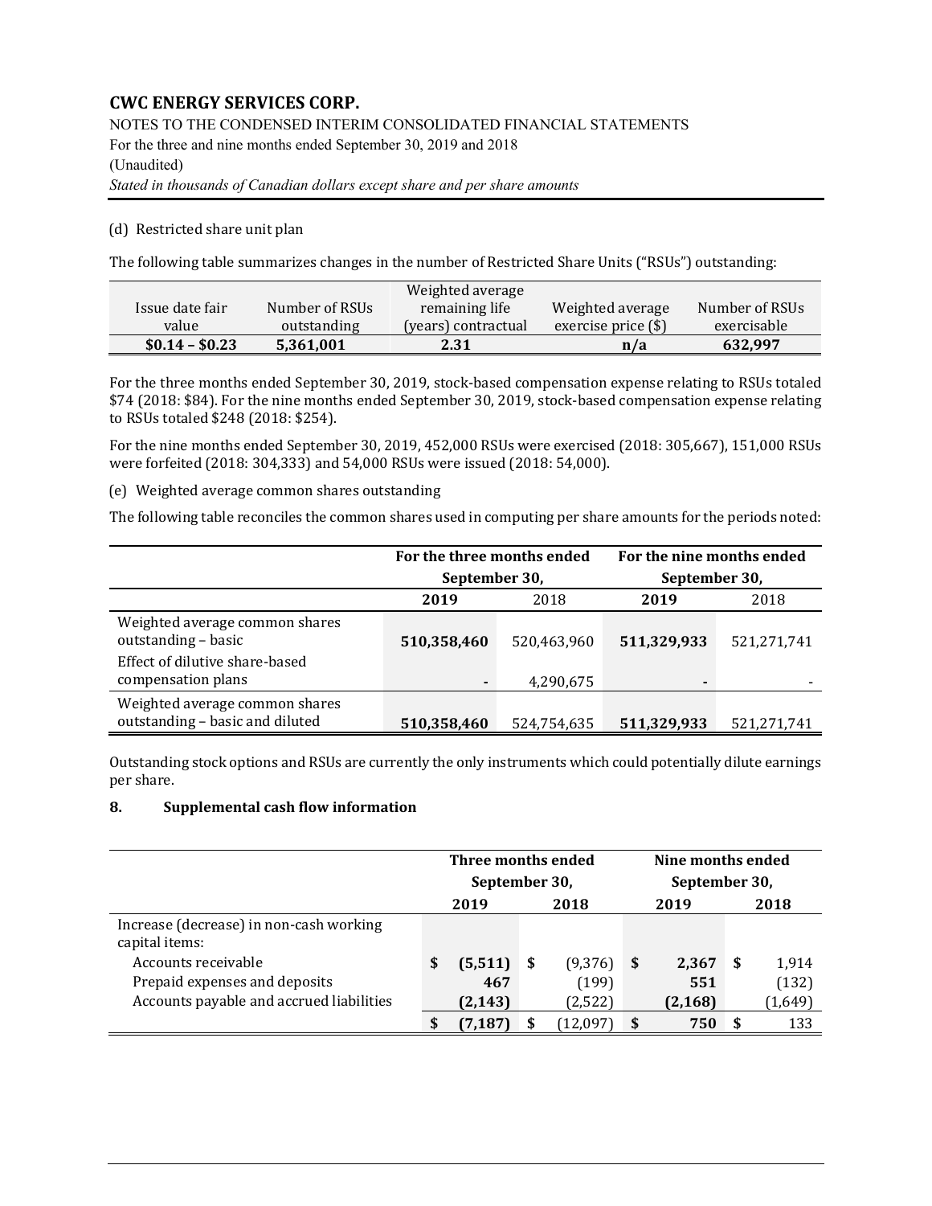# CWC ENERGY SERVICES CORP.

NOTES TO THE CONDENSED INTERIM CONSOLIDATED FINANCIAL STATEMENTS
For the three and nine months ended September 30, 2019 and 2018
(Unaudited)
*Stated in thousands of Canadian dollars except share and per share amounts*

(d) Restricted share unit plan

The following table summarizes changes in the number of Restricted Share Units ("RSUs") outstanding:

| Issue date fair value | Number of RSUs outstanding | Weighted average remaining life (years) contractual | Weighted average exercise price ($) | Number of RSUs exercisable |
|---|---|---|---|---|
| **$0.14 – $0.23** | **5,361,001** | **2.31** | **n/a** | **632,997** |

For the three months ended September 30, 2019, stock-based compensation expense relating to RSUs totaled $74 (2018: $84). For the nine months ended September 30, 2019, stock-based compensation expense relating to RSUs totaled $248 (2018: $254).

For the nine months ended September 30, 2019, 452,000 RSUs were exercised (2018: 305,667), 151,000 RSUs were forfeited (2018: 304,333) and 54,000 RSUs were issued (2018: 54,000).

(e) Weighted average common shares outstanding

The following table reconciles the common shares used in computing per share amounts for the periods noted:

| | For the three months ended September 30, | | For the nine months ended September 30, | |
|---|---|---|---|---|
| | **2019** | 2018 | **2019** | 2018 |
| Weighted average common shares outstanding – basic | **510,358,460** | 520,463,960 | **511,329,933** | 521,271,741 |
| Effect of dilutive share-based compensation plans | **-** | 4,290,675 | **-** | - |
| Weighted average common shares outstanding – basic and diluted | **510,358,460** | 524,754,635 | **511,329,933** | 521,271,741 |

Outstanding stock options and RSUs are currently the only instruments which could potentially dilute earnings per share.

## 8. Supplemental cash flow information

| | Three months ended September 30, | | Nine months ended September 30, | |
|---|---|---|---|---|
| | **2019** | **2018** | **2019** | **2018** |
| Increase (decrease) in non-cash working capital items: | | | | |
| Accounts receivable | **$ (5,511)** | $ (9,376) | **$ 2,367** | $ 1,914 |
| Prepaid expenses and deposits | **467** | (199) | **551** | (132) |
| Accounts payable and accrued liabilities | **(2,143)** | (2,522) | **(2,168)** | (1,649) |
| | **$ (7,187)** | $ (12,097) | **$ 750** | $ 133 |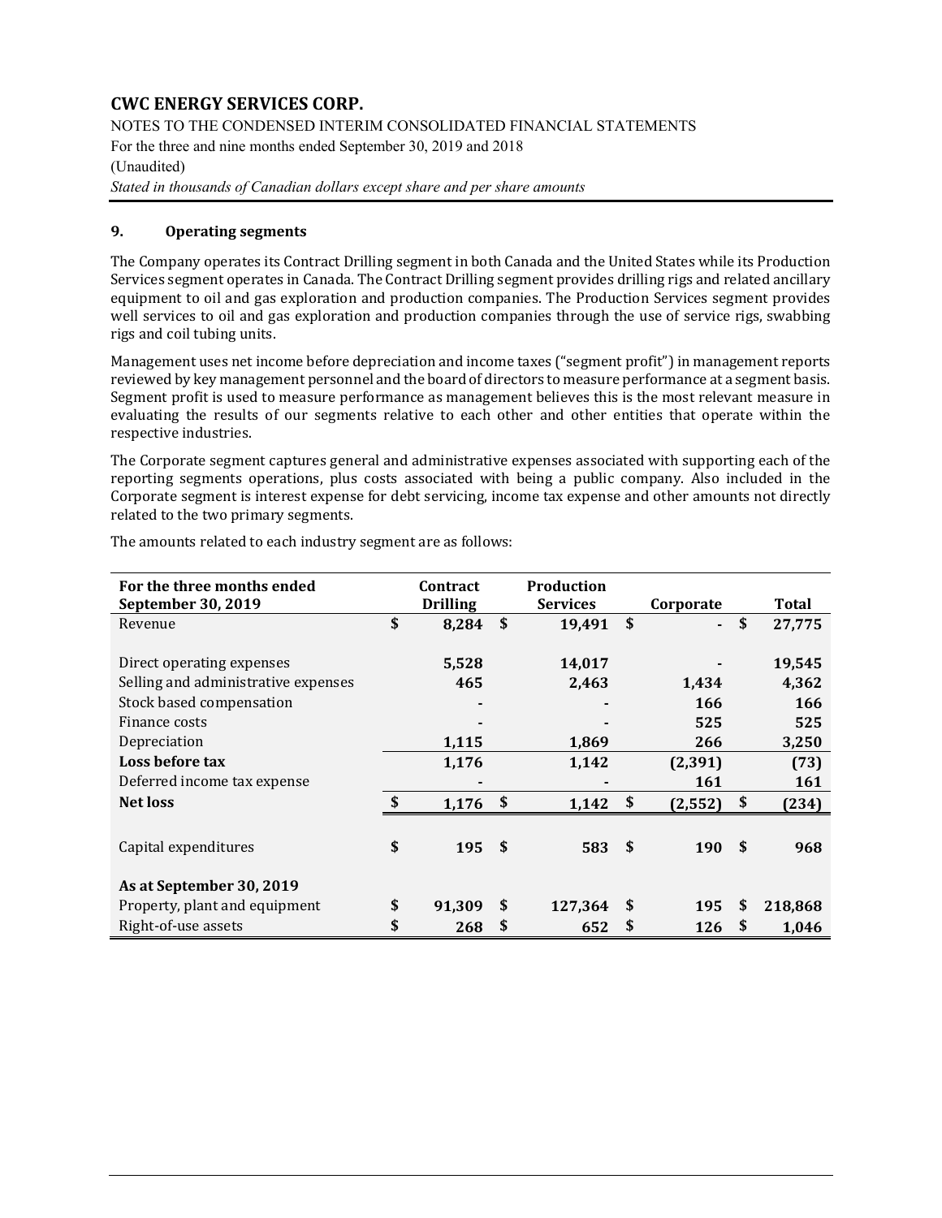## 9. Operating segments

The Company operates its Contract Drilling segment in both Canada and the United States while its Production Services segment operates in Canada. The Contract Drilling segment provides drilling rigs and related ancillary equipment to oil and gas exploration and production companies. The Production Services segment provides well services to oil and gas exploration and production companies through the use of service rigs, swabbing rigs and coil tubing units.

Management uses net income before depreciation and income taxes ("segment profit") in management reports reviewed by key management personnel and the board of directors to measure performance at a segment basis. Segment profit is used to measure performance as management believes this is the most relevant measure in evaluating the results of our segments relative to each other and other entities that operate within the respective industries.

The Corporate segment captures general and administrative expenses associated with supporting each of the reporting segments operations, plus costs associated with being a public company. Also included in the Corporate segment is interest expense for debt servicing, income tax expense and other amounts not directly related to the two primary segments.

The amounts related to each industry segment are as follows:

| For the three months ended September 30, 2019 | Contract Drilling | Production Services | Corporate | Total |
|---|---|---|---|---|
| Revenue | $ 8,284 | $ 19,491 | $ - | $ 27,775 |
| Direct operating expenses | 5,528 | 14,017 | - | 19,545 |
| Selling and administrative expenses | 465 | 2,463 | 1,434 | 4,362 |
| Stock based compensation | - | - | 166 | 166 |
| Finance costs | - | - | 525 | 525 |
| Depreciation | 1,115 | 1,869 | 266 | 3,250 |
| **Loss before tax** | 1,176 | 1,142 | (2,391) | (73) |
| Deferred income tax expense | - | - | 161 | 161 |
| **Net loss** | $ 1,176 | $ 1,142 | $ (2,552) | $ (234) |
| Capital expenditures | $ 195 | $ 583 | $ 190 | $ 968 |
| **As at September 30, 2019** | | | | |
| Property, plant and equipment | $ 91,309 | $ 127,364 | $ 195 | $ 218,868 |
| Right-of-use assets | $ 268 | $ 652 | $ 126 | $ 1,046 |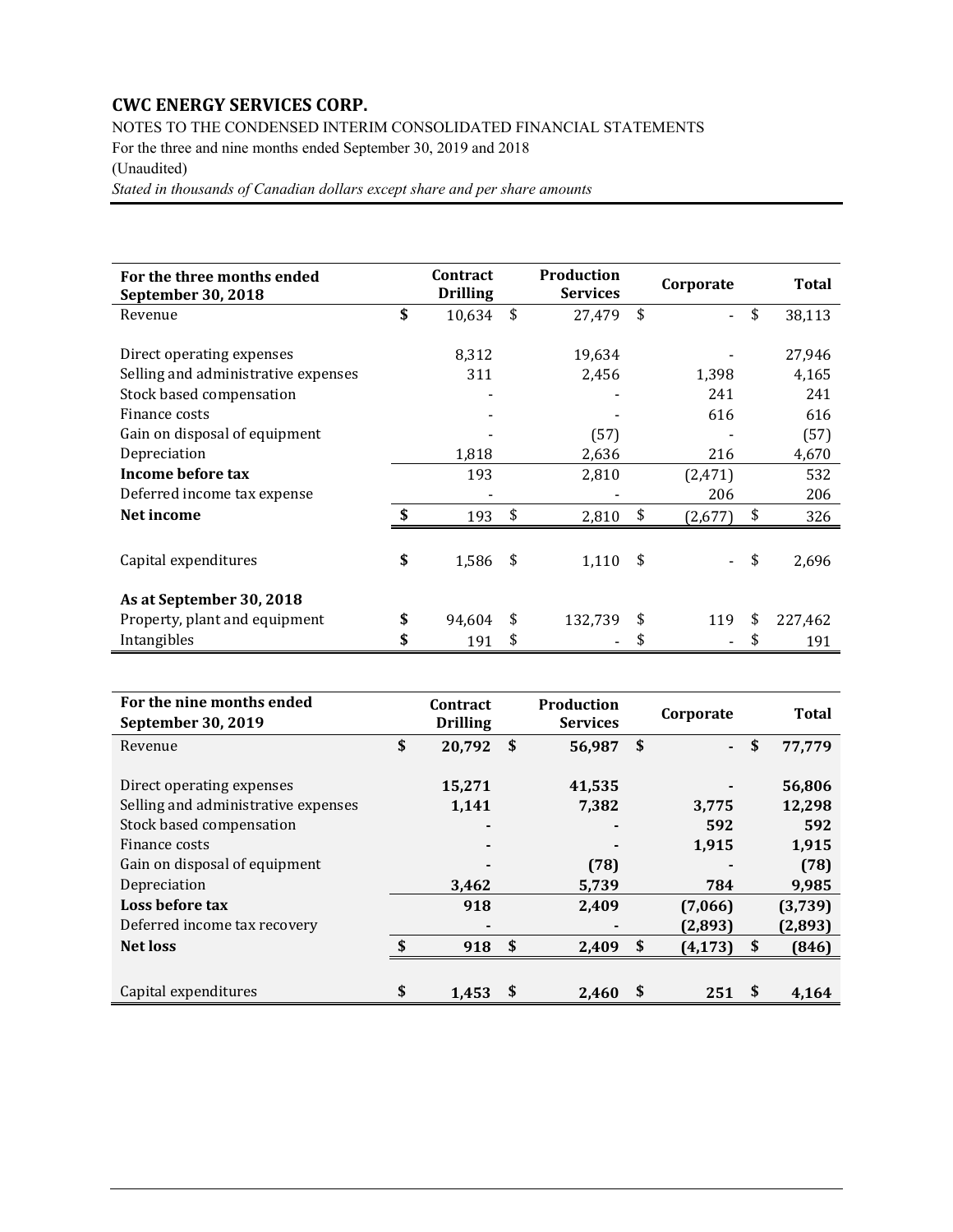## CWC ENERGY SERVICES CORP.

NOTES TO THE CONDENSED INTERIM CONSOLIDATED FINANCIAL STATEMENTS

For the three and nine months ended September 30, 2019 and 2018

(Unaudited)

*Stated in thousands of Canadian dollars except share and per share amounts*

| For the three months ended September 30, 2018 | Contract Drilling | Production Services | Corporate | Total |
|---|---|---|---|---|
| Revenue | $ 10,634 | $ 27,479 | $ - | $ 38,113 |
| Direct operating expenses | 8,312 | 19,634 | - | 27,946 |
| Selling and administrative expenses | 311 | 2,456 | 1,398 | 4,165 |
| Stock based compensation | - | - | 241 | 241 |
| Finance costs | - | - | 616 | 616 |
| Gain on disposal of equipment | - | (57) | - | (57) |
| Depreciation | 1,818 | 2,636 | 216 | 4,670 |
| **Income before tax** | 193 | 2,810 | (2,471) | 532 |
| Deferred income tax expense | - | - | 206 | 206 |
| **Net income** | $ 193 | $ 2,810 | $ (2,677) | $ 326 |
| Capital expenditures | $ 1,586 | $ 1,110 | $ - | $ 2,696 |
| **As at September 30, 2018** | | | | |
| Property, plant and equipment | $ 94,604 | $ 132,739 | $ 119 | $ 227,462 |
| Intangibles | $ 191 | $ - | $ - | $ 191 |

| For the nine months ended September 30, 2019 | Contract Drilling | Production Services | Corporate | Total |
|---|---|---|---|---|
| Revenue | **$ 20,792** | **$ 56,987** | **$ -** | **$ 77,779** |
| Direct operating expenses | **15,271** | **41,535** | **-** | **56,806** |
| Selling and administrative expenses | **1,141** | **7,382** | **3,775** | **12,298** |
| Stock based compensation | **-** | **-** | **592** | **592** |
| Finance costs | **-** | **-** | **1,915** | **1,915** |
| Gain on disposal of equipment | **-** | **(78)** | **-** | **(78)** |
| Depreciation | **3,462** | **5,739** | **784** | **9,985** |
| **Loss before tax** | **918** | **2,409** | **(7,066)** | **(3,739)** |
| Deferred income tax recovery | **-** | **-** | **(2,893)** | **(2,893)** |
| **Net loss** | **$ 918** | **$ 2,409** | **$ (4,173)** | **$ (846)** |
| Capital expenditures | **$ 1,453** | **$ 2,460** | **$ 251** | **$ 4,164** |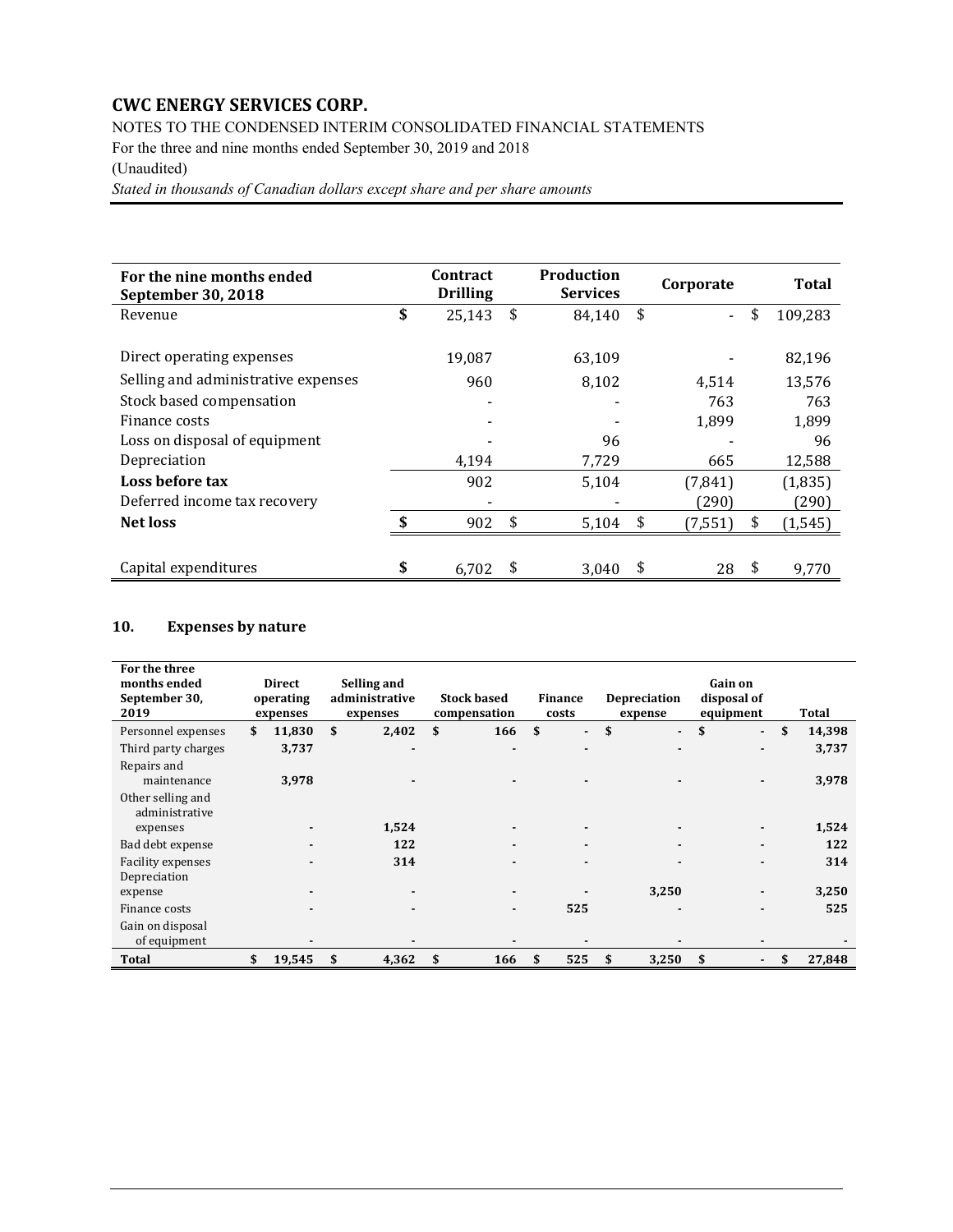# CWC ENERGY SERVICES CORP.

NOTES TO THE CONDENSED INTERIM CONSOLIDATED FINANCIAL STATEMENTS
For the three and nine months ended September 30, 2019 and 2018
(Unaudited)
*Stated in thousands of Canadian dollars except share and per share amounts*

| For the nine months ended September 30, 2018 | Contract Drilling | Production Services | Corporate | Total |
|---|---|---|---|---|
| Revenue | $ 25,143 | $ 84,140 | $ - | $ 109,283 |
| Direct operating expenses | 19,087 | 63,109 | - | 82,196 |
| Selling and administrative expenses | 960 | 8,102 | 4,514 | 13,576 |
| Stock based compensation | - | - | 763 | 763 |
| Finance costs | - | - | 1,899 | 1,899 |
| Loss on disposal of equipment | - | 96 | - | 96 |
| Depreciation | 4,194 | 7,729 | 665 | 12,588 |
| **Loss before tax** | 902 | 5,104 | (7,841) | (1,835) |
| Deferred income tax recovery | - | - | (290) | (290) |
| **Net loss** | $ 902 | $ 5,104 | $ (7,551) | $ (1,545) |
| Capital expenditures | $ 6,702 | $ 3,040 | $ 28 | $ 9,770 |

## 10. Expenses by nature

| For the three months ended September 30, 2019 | Direct operating expenses | Selling and administrative expenses | Stock based compensation | Finance costs | Depreciation expense | Gain on disposal of equipment | Total |
|---|---|---|---|---|---|---|---|
| Personnel expenses | $ 11,830 | $ 2,402 | $ 166 | $ - | $ - | $ - | $ 14,398 |
| Third party charges | 3,737 | - | - | - | - | - | 3,737 |
| Repairs and maintenance | 3,978 | - | - | - | - | - | 3,978 |
| Other selling and administrative expenses | - | 1,524 | - | - | - | - | 1,524 |
| Bad debt expense | - | 122 | - | - | - | - | 122 |
| Facility expenses | - | 314 | - | - | - | - | 314 |
| Depreciation expense | - | - | - | - | 3,250 | - | 3,250 |
| Finance costs | - | - | - | 525 | - | - | 525 |
| Gain on disposal of equipment | - | - | - | - | - | - | - |
| **Total** | **$ 19,545** | **$ 4,362** | **$ 166** | **$ 525** | **$ 3,250** | **$ -** | **$ 27,848** |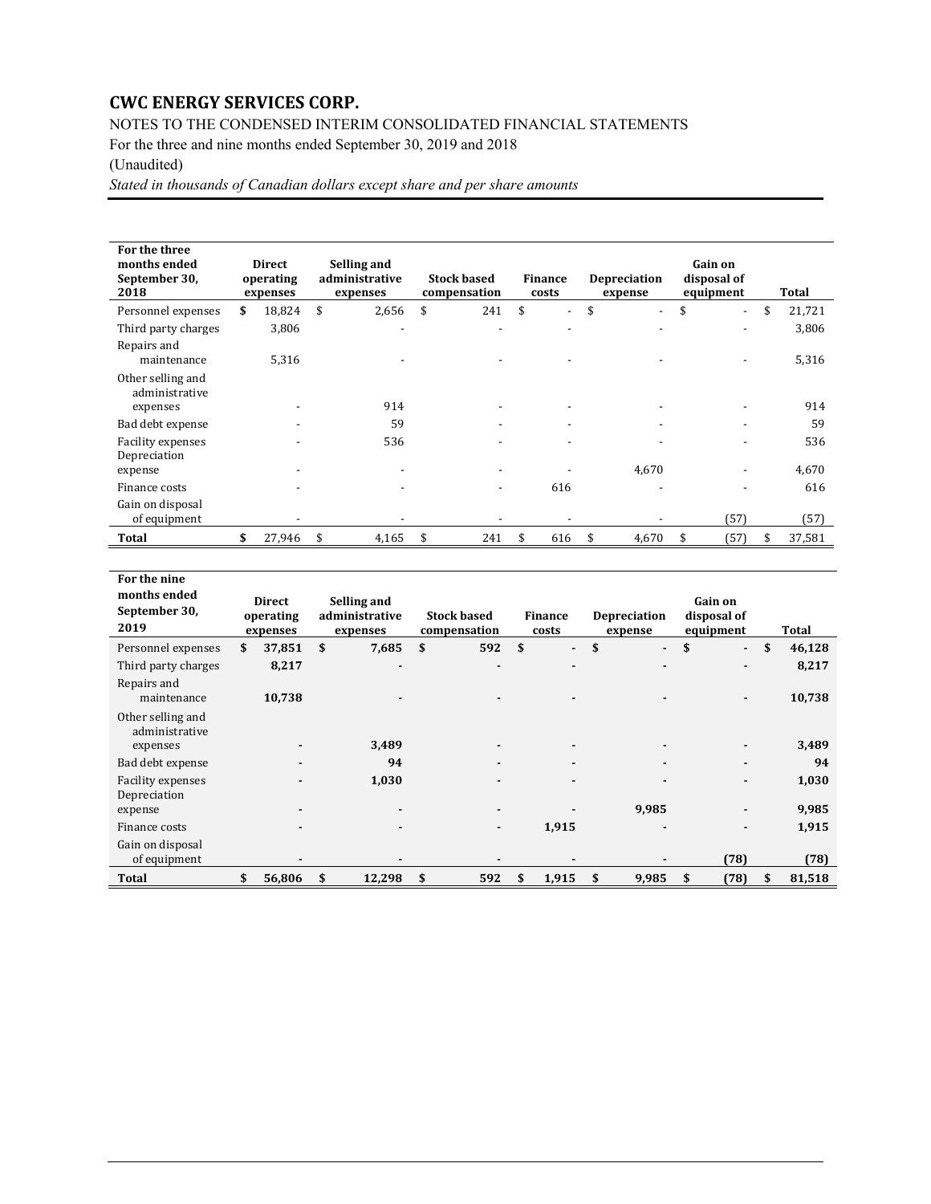# CWC ENERGY SERVICES CORP.

NOTES TO THE CONDENSED INTERIM CONSOLIDATED FINANCIAL STATEMENTS

For the three and nine months ended September 30, 2019 and 2018

(Unaudited)

*Stated in thousands of Canadian dollars except share and per share amounts*

| For the three months ended September 30, 2018 | Direct operating expenses | Selling and administrative expenses | Stock based compensation | Finance costs | Depreciation expense | Gain on disposal of equipment | Total |
|---|---|---|---|---|---|---|---|
| Personnel expenses | $ 18,824 | $ 2,656 | $ 241 | $ - | $ - | $ - | $ 21,721 |
| Third party charges | 3,806 | - | - | - | - | - | 3,806 |
| Repairs and maintenance | 5,316 | - | - | - | - | - | 5,316 |
| Other selling and administrative expenses | - | 914 | - | - | - | - | 914 |
| Bad debt expense | - | 59 | - | - | - | - | 59 |
| Facility expenses | - | 536 | - | - | - | - | 536 |
| Depreciation expense | - | - | - | - | 4,670 | - | 4,670 |
| Finance costs | - | - | - | 616 | - | - | 616 |
| Gain on disposal of equipment | - | - | - | - | - | (57) | (57) |
| **Total** | $ 27,946 | $ 4,165 | $ 241 | $ 616 | $ 4,670 | $ (57) | $ 37,581 |

| For the nine months ended September 30, 2019 | Direct operating expenses | Selling and administrative expenses | Stock based compensation | Finance costs | Depreciation expense | Gain on disposal of equipment | Total |
|---|---|---|---|---|---|---|---|
| Personnel expenses | **$ 37,851** | **$ 7,685** | **$ 592** | **$ -** | **$ -** | **$ -** | **$ 46,128** |
| Third party charges | **8,217** | **-** | **-** | **-** | **-** | **-** | **8,217** |
| Repairs and maintenance | **10,738** | **-** | **-** | **-** | **-** | **-** | **10,738** |
| Other selling and administrative expenses | **-** | **3,489** | **-** | **-** | **-** | **-** | **3,489** |
| Bad debt expense | **-** | **94** | **-** | **-** | **-** | **-** | **94** |
| Facility expenses | **-** | **1,030** | **-** | **-** | **-** | **-** | **1,030** |
| Depreciation expense | **-** | **-** | **-** | **-** | **9,985** | **-** | **9,985** |
| Finance costs | **-** | **-** | **-** | **1,915** | **-** | **-** | **1,915** |
| Gain on disposal of equipment | **-** | **-** | **-** | **-** | **-** | **(78)** | **(78)** |
| **Total** | **$ 56,806** | **$ 12,298** | **$ 592** | **$ 1,915** | **$ 9,985** | **$ (78)** | **$ 81,518** |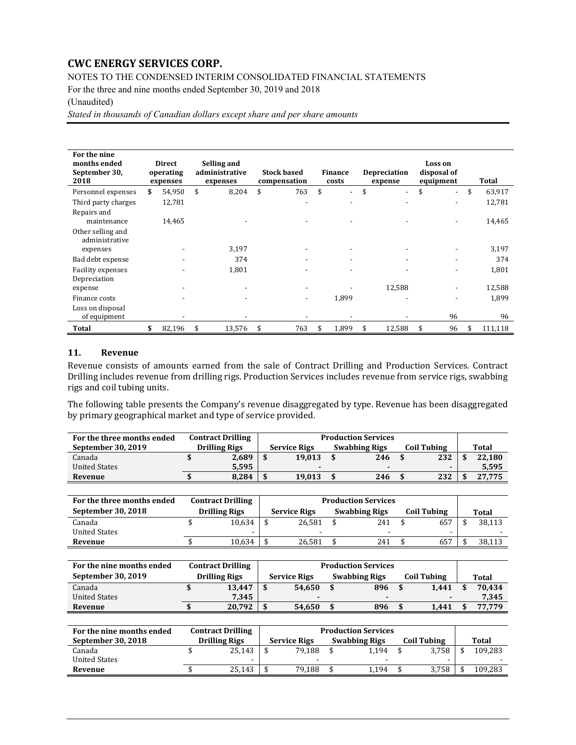# CWC ENERGY SERVICES CORP.

NOTES TO THE CONDENSED INTERIM CONSOLIDATED FINANCIAL STATEMENTS

For the three and nine months ended September 30, 2019 and 2018

(Unaudited)

*Stated in thousands of Canadian dollars except share and per share amounts*

| For the nine months ended September 30, 2018 | Direct operating expenses | Selling and administrative expenses | Stock based compensation | Finance costs | Depreciation expense | Loss on disposal of equipment | Total |
|---|---|---|---|---|---|---|---|
| Personnel expenses | $ 54,950 | $ 8,204 | $ 763 | $ - | $ - | $ - | $ 63,917 |
| Third party charges | 12,781 | | - | - | - | - | 12,781 |
| Repairs and maintenance | 14,465 | - | - | - | - | - | 14,465 |
| Other selling and administrative expenses | - | 3,197 | - | - | - | - | 3,197 |
| Bad debt expense | - | 374 | - | - | - | - | 374 |
| Facility expenses | - | 1,801 | - | - | - | - | 1,801 |
| Depreciation expense | - | - | - | - | 12,588 | - | 12,588 |
| Finance costs | - | - | - | 1,899 | - | - | 1,899 |
| Loss on disposal of equipment | - | - | - | - | - | 96 | 96 |
| **Total** | $ 82,196 | $ 13,576 | $ 763 | $ 1,899 | $ 12,588 | $ 96 | $ 111,118 |

## 11. Revenue

Revenue consists of amounts earned from the sale of Contract Drilling and Production Services. Contract Drilling includes revenue from drilling rigs. Production Services includes revenue from service rigs, swabbing rigs and coil tubing units.

The following table presents the Company's revenue disaggregated by type. Revenue has been disaggregated by primary geographical market and type of service provided.

| For the three months ended | Contract Drilling | Production Services | | | |
|---|---|---|---|---|---|
| **September 30, 2019** | **Drilling Rigs** | **Service Rigs** | **Swabbing Rigs** | **Coil Tubing** | **Total** |
| Canada | **$ 2,689** | **$ 19,013** | **$ 246** | **$ 232** | **$ 22,180** |
| United States | **5,595** | **-** | **-** | **-** | **5,595** |
| **Revenue** | **$ 8,284** | **$ 19,013** | **$ 246** | **$ 232** | **$ 27,775** |

| For the three months ended | Contract Drilling | Production Services | | | |
|---|---|---|---|---|---|
| **September 30, 2018** | **Drilling Rigs** | **Service Rigs** | **Swabbing Rigs** | **Coil Tubing** | **Total** |
| Canada | $ 10,634 | $ 26,581 | $ 241 | $ 657 | $ 38,113 |
| United States | - | - | - | - | - |
| **Revenue** | $ 10,634 | $ 26,581 | $ 241 | $ 657 | $ 38,113 |

| For the nine months ended | Contract Drilling | Production Services | | | |
|---|---|---|---|---|---|
| **September 30, 2019** | **Drilling Rigs** | **Service Rigs** | **Swabbing Rigs** | **Coil Tubing** | **Total** |
| Canada | **$ 13,447** | **$ 54,650** | **$ 896** | **$ 1,441** | **$ 70,434** |
| United States | **7,345** | **-** | **-** | **-** | **7,345** |
| **Revenue** | **$ 20,792** | **$ 54,650** | **$ 896** | **$ 1,441** | **$ 77,779** |

| For the nine months ended | Contract Drilling | Production Services | | | |
|---|---|---|---|---|---|
| **September 30, 2018** | **Drilling Rigs** | **Service Rigs** | **Swabbing Rigs** | **Coil Tubing** | **Total** |
| Canada | $ 25,143 | $ 79,188 | $ 1,194 | $ 3,758 | $ 109,283 |
| United States | - | - | - | - | - |
| **Revenue** | $ 25,143 | $ 79,188 | $ 1,194 | $ 3,758 | $ 109,283 |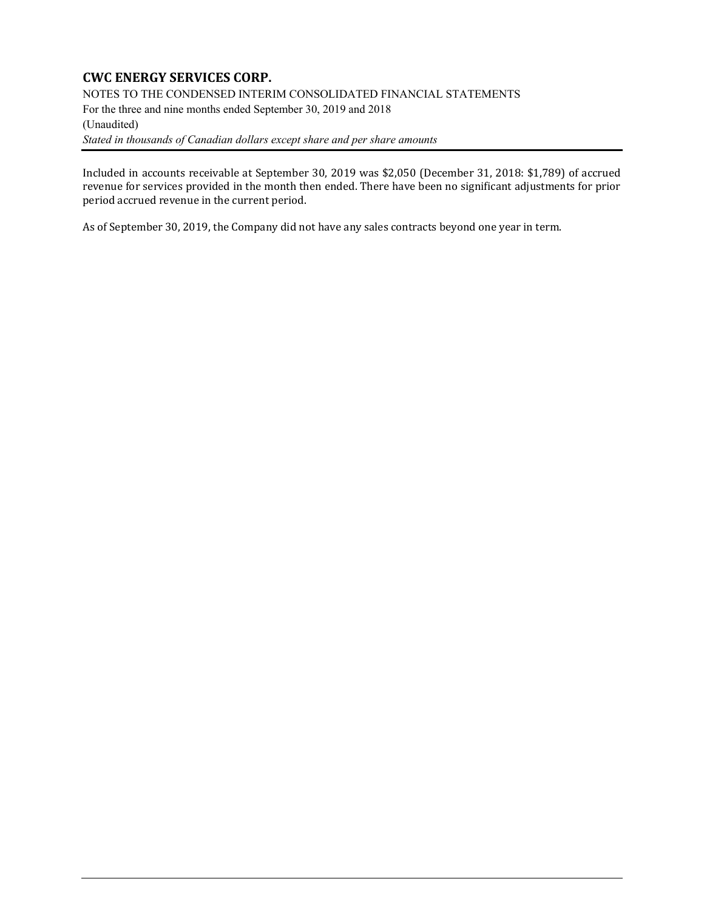Included in accounts receivable at September 30, 2019 was $2,050 (December 31, 2018: $1,789) of accrued revenue for services provided in the month then ended. There have been no significant adjustments for prior period accrued revenue in the current period.

As of September 30, 2019, the Company did not have any sales contracts beyond one year in term.